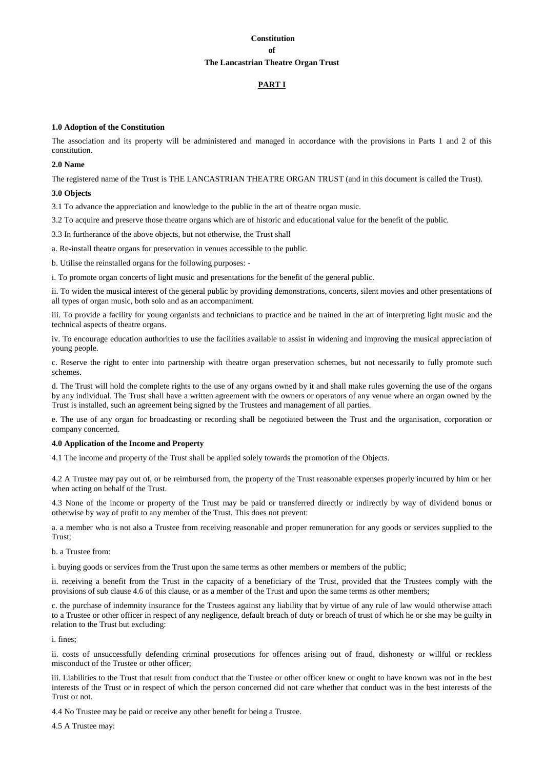**Constitution**

**of**

**The Lancastrian Theatre Organ Trust**

**PART I**

**1.0 Adoption of the Constitution**

The association and its property will be administered and managed in accordance with the provisions in Parts 1 and 2 of this constitution.

**2.0 Name**

The registered name of the Trust is THE LANCASTRIAN THEATRE ORGAN TRUST (and in this document is called the Trust).

**3.0 Objects**

3.1 To advance the appreciation and knowledge to the public in the art of theatre organ music.

3.2 To acquire and preserve those theatre organs which are of historic and educational value for the benefit of the public.

3.3 In furtherance of the above objects, but not otherwise, the Trust shall

a. Re-install theatre organs for preservation in venues accessible to the public.

b. Utilise the reinstalled organs for the following purposes: -

i. To promote organ concerts of light music and presentations for the benefit of the general public.

ii. To widen the musical interest of the general public by providing demonstrations, concerts, silent movies and other presentations of all types of organ music, both solo and as an accompaniment.

iii. To provide a facility for young organists and technicians to practice and be trained in the art of interpreting light music and the technical aspects of theatre organs.

iv. To encourage education authorities to use the facilities available to assist in widening and improving the musical appreciation of young people.

c. Reserve the right to enter into partnership with theatre organ preservation schemes, but not necessarily to fully promote such schemes.

d. The Trust will hold the complete rights to the use of any organs owned by it and shall make rules governing the use of the organs by any individual. The Trust shall have a written agreement with the owners or operators of any venue where an organ owned by the Trust is installed, such an agreement being signed by the Trustees and management of all parties.

e. The use of any organ for broadcasting or recording shall be negotiated between the Trust and the organisation, corporation or company concerned.

**4.0 Application of the Income and Property**

4.1 The income and property of the Trust shall be applied solely towards the promotion of the Objects.

4.2 A Trustee may pay out of, or be reimbursed from, the property of the Trust reasonable expenses properly incurred by him or her when acting on behalf of the Trust.

4.3 None of the income or property of the Trust may be paid or transferred directly or indirectly by way of dividend bonus or otherwise by way of profit to any member of the Trust. This does not prevent:

a. a member who is not also a Trustee from receiving reasonable and proper remuneration for any goods or services supplied to the Trust;

b. a Trustee from:

i. buying goods or services from the Trust upon the same terms as other members or members of the public;

ii. receiving a benefit from the Trust in the capacity of a beneficiary of the Trust, provided that the Trustees comply with the provisions of sub clause 4.6 of this clause, or as a member of the Trust and upon the same terms as other members;

c. the purchase of indemnity insurance for the Trustees against any liability that by virtue of any rule of law would otherwise attach to a Trustee or other officer in respect of any negligence, default breach of duty or breach of trust of which he or she may be guilty in relation to the Trust but excluding:

i. fines;

ii. costs of unsuccessfully defending criminal prosecutions for offences arising out of fraud, dishonesty or willful or reckless misconduct of the Trustee or other officer;

iii. Liabilities to the Trust that result from conduct that the Trustee or other officer knew or ought to have known was not in the best interests of the Trust or in respect of which the person concerned did not care whether that conduct was in the best interests of the Trust or not.

4.4 No Trustee may be paid or receive any other benefit for being a Trustee.

4.5 A Trustee may: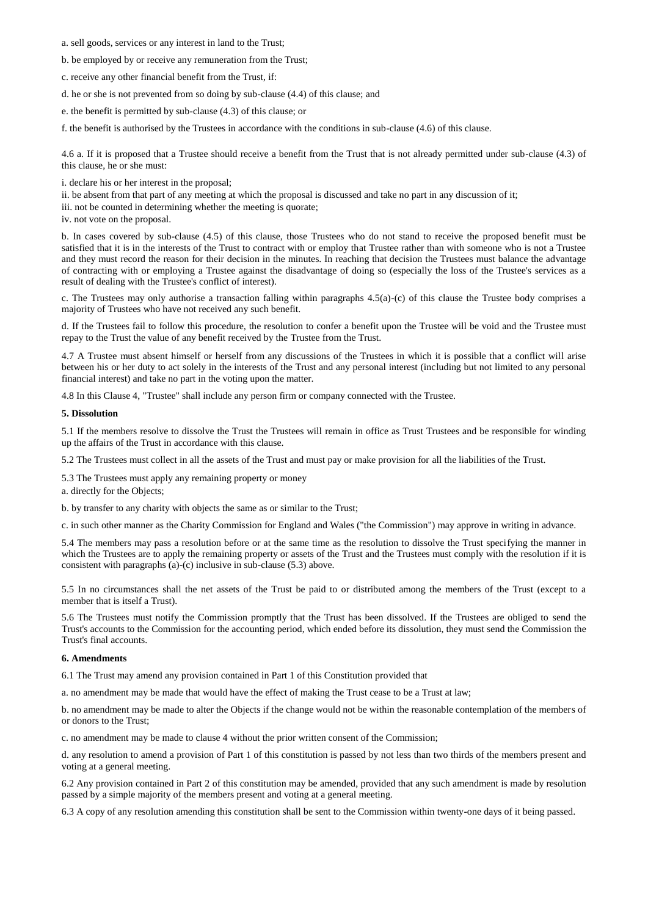a. sell goods, services or any interest in land to the Trust;

b. be employed by or receive any remuneration from the Trust;

c. receive any other financial benefit from the Trust, if:

d. he or she is not prevented from so doing by sub-clause (4.4) of this clause; and

e. the benefit is permitted by sub-clause (4.3) of this clause; or

f. the benefit is authorised by the Trustees in accordance with the conditions in sub-clause (4.6) of this clause.

4.6 a. If it is proposed that a Trustee should receive a benefit from the Trust that is not already permitted under sub-clause (4.3) of this clause, he or she must:

i. declare his or her interest in the proposal;
ii. be absent from that part of any meeting at which the proposal is discussed and take no part in any discussion of it;
iii. not be counted in determining whether the meeting is quorate;
iv. not vote on the proposal.

b. In cases covered by sub-clause (4.5) of this clause, those Trustees who do not stand to receive the proposed benefit must be satisfied that it is in the interests of the Trust to contract with or employ that Trustee rather than with someone who is not a Trustee and they must record the reason for their decision in the minutes. In reaching that decision the Trustees must balance the advantage of contracting with or employing a Trustee against the disadvantage of doing so (especially the loss of the Trustee's services as a result of dealing with the Trustee's conflict of interest).

c. The Trustees may only authorise a transaction falling within paragraphs 4.5(a)-(c) of this clause the Trustee body comprises a majority of Trustees who have not received any such benefit.

d. If the Trustees fail to follow this procedure, the resolution to confer a benefit upon the Trustee will be void and the Trustee must repay to the Trust the value of any benefit received by the Trustee from the Trust.

4.7 A Trustee must absent himself or herself from any discussions of the Trustees in which it is possible that a conflict will arise between his or her duty to act solely in the interests of the Trust and any personal interest (including but not limited to any personal financial interest) and take no part in the voting upon the matter.

4.8 In this Clause 4, "Trustee" shall include any person firm or company connected with the Trustee.

**5. Dissolution**

5.1 If the members resolve to dissolve the Trust the Trustees will remain in office as Trust Trustees and be responsible for winding up the affairs of the Trust in accordance with this clause.

5.2 The Trustees must collect in all the assets of the Trust and must pay or make provision for all the liabilities of the Trust.

5.3 The Trustees must apply any remaining property or money

a. directly for the Objects;

b. by transfer to any charity with objects the same as or similar to the Trust;

c. in such other manner as the Charity Commission for England and Wales ("the Commission") may approve in writing in advance.

5.4 The members may pass a resolution before or at the same time as the resolution to dissolve the Trust specifying the manner in which the Trustees are to apply the remaining property or assets of the Trust and the Trustees must comply with the resolution if it is consistent with paragraphs (a)-(c) inclusive in sub-clause (5.3) above.

5.5 In no circumstances shall the net assets of the Trust be paid to or distributed among the members of the Trust (except to a member that is itself a Trust).

5.6 The Trustees must notify the Commission promptly that the Trust has been dissolved. If the Trustees are obliged to send the Trust's accounts to the Commission for the accounting period, which ended before its dissolution, they must send the Commission the Trust's final accounts.

**6. Amendments**

6.1 The Trust may amend any provision contained in Part 1 of this Constitution provided that

a. no amendment may be made that would have the effect of making the Trust cease to be a Trust at law;

b. no amendment may be made to alter the Objects if the change would not be within the reasonable contemplation of the members of or donors to the Trust;

c. no amendment may be made to clause 4 without the prior written consent of the Commission;

d. any resolution to amend a provision of Part 1 of this constitution is passed by not less than two thirds of the members present and voting at a general meeting.

6.2 Any provision contained in Part 2 of this constitution may be amended, provided that any such amendment is made by resolution passed by a simple majority of the members present and voting at a general meeting.

6.3 A copy of any resolution amending this constitution shall be sent to the Commission within twenty-one days of it being passed.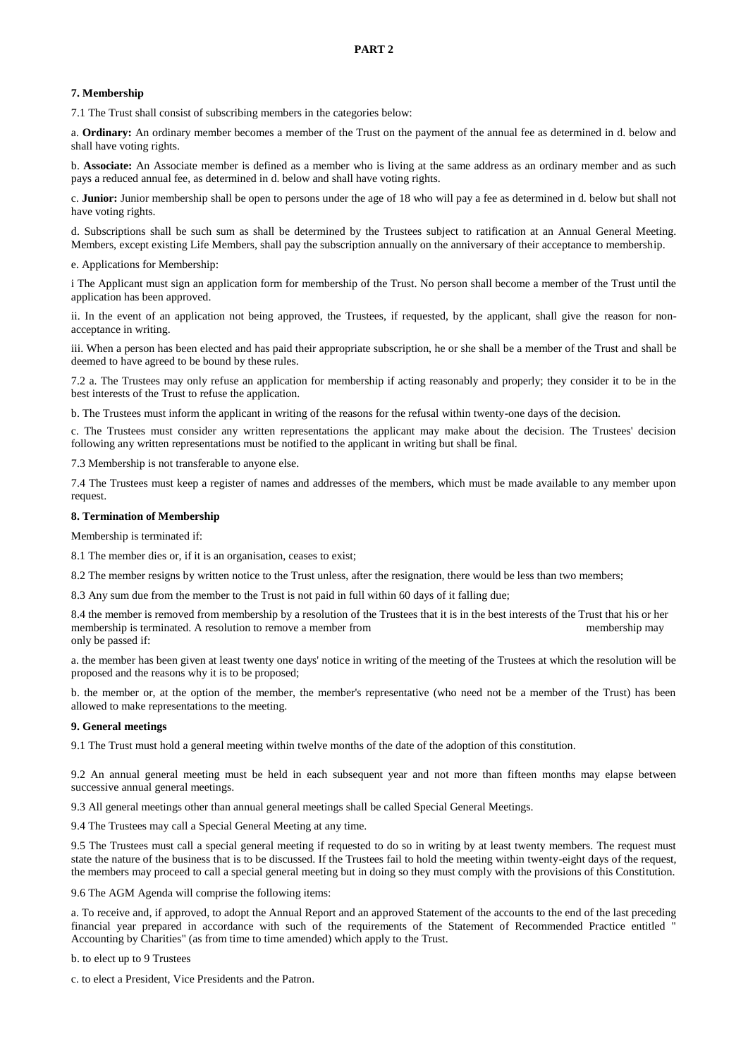## PART 2

### 7. Membership

7.1 The Trust shall consist of subscribing members in the categories below:

a. **Ordinary:** An ordinary member becomes a member of the Trust on the payment of the annual fee as determined in d. below and shall have voting rights.

b. **Associate:** An Associate member is defined as a member who is living at the same address as an ordinary member and as such pays a reduced annual fee, as determined in d. below and shall have voting rights.

c. **Junior:** Junior membership shall be open to persons under the age of 18 who will pay a fee as determined in d. below but shall not have voting rights.

d. Subscriptions shall be such sum as shall be determined by the Trustees subject to ratification at an Annual General Meeting. Members, except existing Life Members, shall pay the subscription annually on the anniversary of their acceptance to membership.

e. Applications for Membership:

i The Applicant must sign an application form for membership of the Trust. No person shall become a member of the Trust until the application has been approved.

ii. In the event of an application not being approved, the Trustees, if requested, by the applicant, shall give the reason for non-acceptance in writing.

iii. When a person has been elected and has paid their appropriate subscription, he or she shall be a member of the Trust and shall be deemed to have agreed to be bound by these rules.

7.2 a. The Trustees may only refuse an application for membership if acting reasonably and properly; they consider it to be in the best interests of the Trust to refuse the application.

b. The Trustees must inform the applicant in writing of the reasons for the refusal within twenty-one days of the decision.

c. The Trustees must consider any written representations the applicant may make about the decision. The Trustees' decision following any written representations must be notified to the applicant in writing but shall be final.

7.3 Membership is not transferable to anyone else.

7.4 The Trustees must keep a register of names and addresses of the members, which must be made available to any member upon request.

### 8. Termination of Membership

Membership is terminated if:

8.1 The member dies or, if it is an organisation, ceases to exist;

8.2 The member resigns by written notice to the Trust unless, after the resignation, there would be less than two members;

8.3 Any sum due from the member to the Trust is not paid in full within 60 days of it falling due;

8.4 the member is removed from membership by a resolution of the Trustees that it is in the best interests of the Trust that his or her membership is terminated. A resolution to remove a member from membership may only be passed if:

a. the member has been given at least twenty one days' notice in writing of the meeting of the Trustees at which the resolution will be proposed and the reasons why it is to be proposed;

b. the member or, at the option of the member, the member's representative (who need not be a member of the Trust) has been allowed to make representations to the meeting.

### 9. General meetings

9.1 The Trust must hold a general meeting within twelve months of the date of the adoption of this constitution.

9.2 An annual general meeting must be held in each subsequent year and not more than fifteen months may elapse between successive annual general meetings.

9.3 All general meetings other than annual general meetings shall be called Special General Meetings.

9.4 The Trustees may call a Special General Meeting at any time.

9.5 The Trustees must call a special general meeting if requested to do so in writing by at least twenty members. The request must state the nature of the business that is to be discussed. If the Trustees fail to hold the meeting within twenty-eight days of the request, the members may proceed to call a special general meeting but in doing so they must comply with the provisions of this Constitution.

9.6 The AGM Agenda will comprise the following items:

a. To receive and, if approved, to adopt the Annual Report and an approved Statement of the accounts to the end of the last preceding financial year prepared in accordance with such of the requirements of the Statement of Recommended Practice entitled " Accounting by Charities" (as from time to time amended) which apply to the Trust.

b. to elect up to 9 Trustees

c. to elect a President, Vice Presidents and the Patron.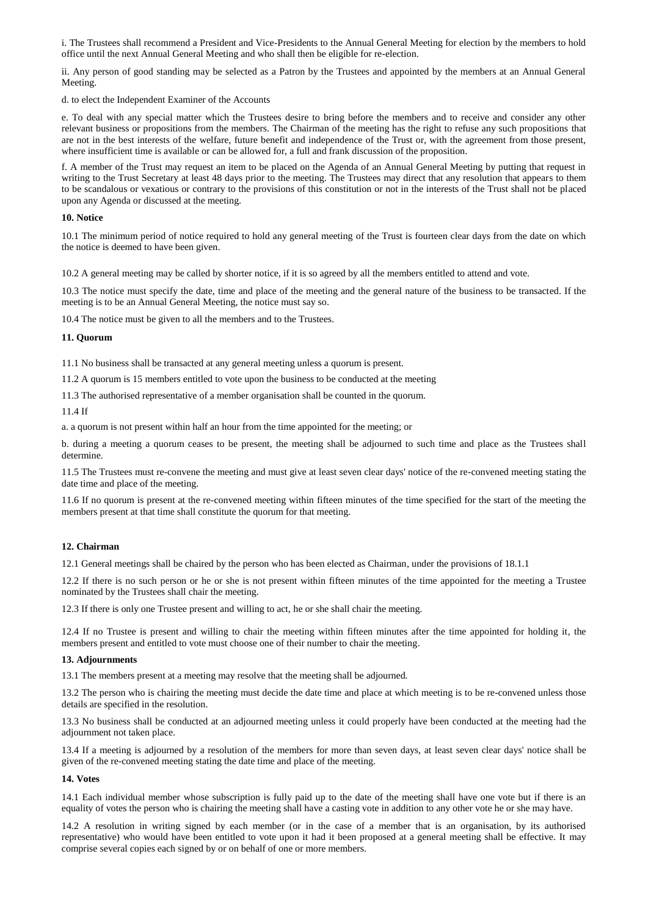i. The Trustees shall recommend a President and Vice-Presidents to the Annual General Meeting for election by the members to hold office until the next Annual General Meeting and who shall then be eligible for re-election.

ii. Any person of good standing may be selected as a Patron by the Trustees and appointed by the members at an Annual General Meeting.

d. to elect the Independent Examiner of the Accounts

e. To deal with any special matter which the Trustees desire to bring before the members and to receive and consider any other relevant business or propositions from the members. The Chairman of the meeting has the right to refuse any such propositions that are not in the best interests of the welfare, future benefit and independence of the Trust or, with the agreement from those present, where insufficient time is available or can be allowed for, a full and frank discussion of the proposition.

f. A member of the Trust may request an item to be placed on the Agenda of an Annual General Meeting by putting that request in writing to the Trust Secretary at least 48 days prior to the meeting. The Trustees may direct that any resolution that appears to them to be scandalous or vexatious or contrary to the provisions of this constitution or not in the interests of the Trust shall not be placed upon any Agenda or discussed at the meeting.

**10. Notice**

10.1 The minimum period of notice required to hold any general meeting of the Trust is fourteen clear days from the date on which the notice is deemed to have been given.

10.2 A general meeting may be called by shorter notice, if it is so agreed by all the members entitled to attend and vote.

10.3 The notice must specify the date, time and place of the meeting and the general nature of the business to be transacted. If the meeting is to be an Annual General Meeting, the notice must say so.

10.4 The notice must be given to all the members and to the Trustees.

**11. Quorum**

11.1 No business shall be transacted at any general meeting unless a quorum is present.

11.2 A quorum is 15 members entitled to vote upon the business to be conducted at the meeting

11.3 The authorised representative of a member organisation shall be counted in the quorum.

11.4 If

a. a quorum is not present within half an hour from the time appointed for the meeting; or

b. during a meeting a quorum ceases to be present, the meeting shall be adjourned to such time and place as the Trustees shall determine.

11.5 The Trustees must re-convene the meeting and must give at least seven clear days' notice of the re-convened meeting stating the date time and place of the meeting.

11.6 If no quorum is present at the re-convened meeting within fifteen minutes of the time specified for the start of the meeting the members present at that time shall constitute the quorum for that meeting.

**12. Chairman**

12.1 General meetings shall be chaired by the person who has been elected as Chairman, under the provisions of 18.1.1

12.2 If there is no such person or he or she is not present within fifteen minutes of the time appointed for the meeting a Trustee nominated by the Trustees shall chair the meeting.

12.3 If there is only one Trustee present and willing to act, he or she shall chair the meeting.

12.4 If no Trustee is present and willing to chair the meeting within fifteen minutes after the time appointed for holding it, the members present and entitled to vote must choose one of their number to chair the meeting.

**13. Adjournments**

13.1 The members present at a meeting may resolve that the meeting shall be adjourned.

13.2 The person who is chairing the meeting must decide the date time and place at which meeting is to be re-convened unless those details are specified in the resolution.

13.3 No business shall be conducted at an adjourned meeting unless it could properly have been conducted at the meeting had the adjournment not taken place.

13.4 If a meeting is adjourned by a resolution of the members for more than seven days, at least seven clear days' notice shall be given of the re-convened meeting stating the date time and place of the meeting.

**14. Votes**

14.1 Each individual member whose subscription is fully paid up to the date of the meeting shall have one vote but if there is an equality of votes the person who is chairing the meeting shall have a casting vote in addition to any other vote he or she may have.

14.2 A resolution in writing signed by each member (or in the case of a member that is an organisation, by its authorised representative) who would have been entitled to vote upon it had it been proposed at a general meeting shall be effective. It may comprise several copies each signed by or on behalf of one or more members.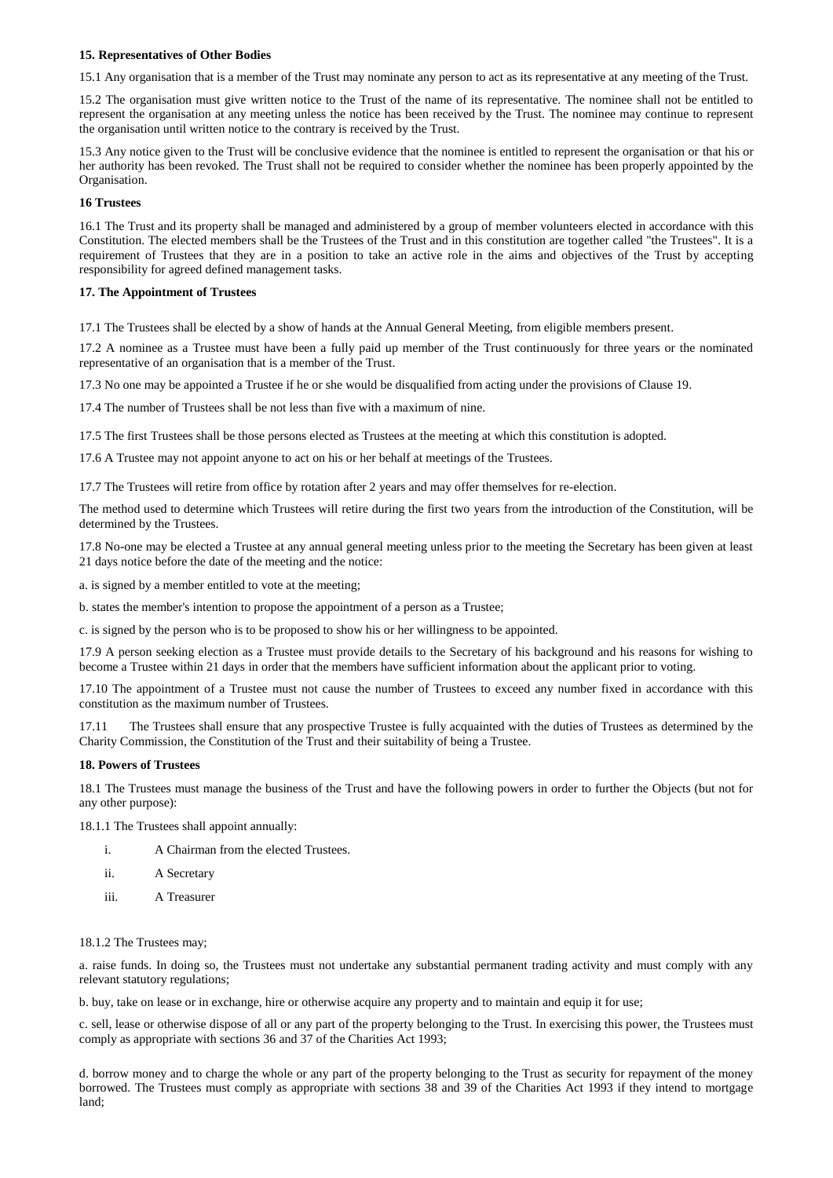**15. Representatives of Other Bodies**

15.1 Any organisation that is a member of the Trust may nominate any person to act as its representative at any meeting of the Trust.

15.2 The organisation must give written notice to the Trust of the name of its representative. The nominee shall not be entitled to represent the organisation at any meeting unless the notice has been received by the Trust. The nominee may continue to represent the organisation until written notice to the contrary is received by the Trust.

15.3 Any notice given to the Trust will be conclusive evidence that the nominee is entitled to represent the organisation or that his or her authority has been revoked. The Trust shall not be required to consider whether the nominee has been properly appointed by the Organisation.

**16 Trustees**

16.1 The Trust and its property shall be managed and administered by a group of member volunteers elected in accordance with this Constitution. The elected members shall be the Trustees of the Trust and in this constitution are together called "the Trustees". It is a requirement of Trustees that they are in a position to take an active role in the aims and objectives of the Trust by accepting responsibility for agreed defined management tasks.

**17. The Appointment of Trustees**

17.1 The Trustees shall be elected by a show of hands at the Annual General Meeting, from eligible members present.

17.2 A nominee as a Trustee must have been a fully paid up member of the Trust continuously for three years or the nominated representative of an organisation that is a member of the Trust.

17.3 No one may be appointed a Trustee if he or she would be disqualified from acting under the provisions of Clause 19.

17.4 The number of Trustees shall be not less than five with a maximum of nine.

17.5 The first Trustees shall be those persons elected as Trustees at the meeting at which this constitution is adopted.

17.6 A Trustee may not appoint anyone to act on his or her behalf at meetings of the Trustees.

17.7 The Trustees will retire from office by rotation after 2 years and may offer themselves for re-election.

The method used to determine which Trustees will retire during the first two years from the introduction of the Constitution, will be determined by the Trustees.

17.8 No-one may be elected a Trustee at any annual general meeting unless prior to the meeting the Secretary has been given at least 21 days notice before the date of the meeting and the notice:

a. is signed by a member entitled to vote at the meeting;

b. states the member's intention to propose the appointment of a person as a Trustee;

c. is signed by the person who is to be proposed to show his or her willingness to be appointed.

17.9 A person seeking election as a Trustee must provide details to the Secretary of his background and his reasons for wishing to become a Trustee within 21 days in order that the members have sufficient information about the applicant prior to voting.

17.10 The appointment of a Trustee must not cause the number of Trustees to exceed any number fixed in accordance with this constitution as the maximum number of Trustees.

17.11 The Trustees shall ensure that any prospective Trustee is fully acquainted with the duties of Trustees as determined by the Charity Commission, the Constitution of the Trust and their suitability of being a Trustee.

**18. Powers of Trustees**

18.1 The Trustees must manage the business of the Trust and have the following powers in order to further the Objects (but not for any other purpose):

18.1.1 The Trustees shall appoint annually:

i. A Chairman from the elected Trustees.

ii. A Secretary

iii. A Treasurer

18.1.2 The Trustees may;

a. raise funds. In doing so, the Trustees must not undertake any substantial permanent trading activity and must comply with any relevant statutory regulations;

b. buy, take on lease or in exchange, hire or otherwise acquire any property and to maintain and equip it for use;

c. sell, lease or otherwise dispose of all or any part of the property belonging to the Trust. In exercising this power, the Trustees must comply as appropriate with sections 36 and 37 of the Charities Act 1993;

d. borrow money and to charge the whole or any part of the property belonging to the Trust as security for repayment of the money borrowed. The Trustees must comply as appropriate with sections 38 and 39 of the Charities Act 1993 if they intend to mortgage land;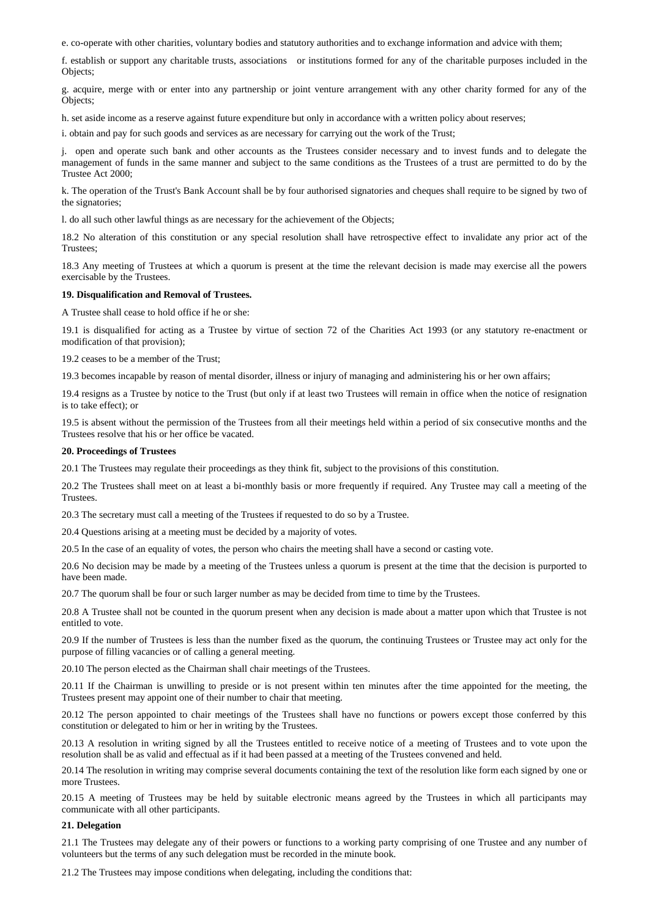e. co-operate with other charities, voluntary bodies and statutory authorities and to exchange information and advice with them;

f. establish or support any charitable trusts, associations or institutions formed for any of the charitable purposes included in the Objects;

g. acquire, merge with or enter into any partnership or joint venture arrangement with any other charity formed for any of the Objects;

h. set aside income as a reserve against future expenditure but only in accordance with a written policy about reserves;

i. obtain and pay for such goods and services as are necessary for carrying out the work of the Trust;

j. open and operate such bank and other accounts as the Trustees consider necessary and to invest funds and to delegate the management of funds in the same manner and subject to the same conditions as the Trustees of a trust are permitted to do by the Trustee Act 2000;

k. The operation of the Trust's Bank Account shall be by four authorised signatories and cheques shall require to be signed by two of the signatories;

l. do all such other lawful things as are necessary for the achievement of the Objects;

18.2 No alteration of this constitution or any special resolution shall have retrospective effect to invalidate any prior act of the Trustees;

18.3 Any meeting of Trustees at which a quorum is present at the time the relevant decision is made may exercise all the powers exercisable by the Trustees.

**19. Disqualification and Removal of Trustees.**

A Trustee shall cease to hold office if he or she:

19.1 is disqualified for acting as a Trustee by virtue of section 72 of the Charities Act 1993 (or any statutory re-enactment or modification of that provision);

19.2 ceases to be a member of the Trust;

19.3 becomes incapable by reason of mental disorder, illness or injury of managing and administering his or her own affairs;

19.4 resigns as a Trustee by notice to the Trust (but only if at least two Trustees will remain in office when the notice of resignation is to take effect); or

19.5 is absent without the permission of the Trustees from all their meetings held within a period of six consecutive months and the Trustees resolve that his or her office be vacated.

**20. Proceedings of Trustees**

20.1 The Trustees may regulate their proceedings as they think fit, subject to the provisions of this constitution.

20.2 The Trustees shall meet on at least a bi-monthly basis or more frequently if required. Any Trustee may call a meeting of the Trustees.

20.3 The secretary must call a meeting of the Trustees if requested to do so by a Trustee.

20.4 Questions arising at a meeting must be decided by a majority of votes.

20.5 In the case of an equality of votes, the person who chairs the meeting shall have a second or casting vote.

20.6 No decision may be made by a meeting of the Trustees unless a quorum is present at the time that the decision is purported to have been made.

20.7 The quorum shall be four or such larger number as may be decided from time to time by the Trustees.

20.8 A Trustee shall not be counted in the quorum present when any decision is made about a matter upon which that Trustee is not entitled to vote.

20.9 If the number of Trustees is less than the number fixed as the quorum, the continuing Trustees or Trustee may act only for the purpose of filling vacancies or of calling a general meeting.

20.10 The person elected as the Chairman shall chair meetings of the Trustees.

20.11 If the Chairman is unwilling to preside or is not present within ten minutes after the time appointed for the meeting, the Trustees present may appoint one of their number to chair that meeting.

20.12 The person appointed to chair meetings of the Trustees shall have no functions or powers except those conferred by this constitution or delegated to him or her in writing by the Trustees.

20.13 A resolution in writing signed by all the Trustees entitled to receive notice of a meeting of Trustees and to vote upon the resolution shall be as valid and effectual as if it had been passed at a meeting of the Trustees convened and held.

20.14 The resolution in writing may comprise several documents containing the text of the resolution like form each signed by one or more Trustees.

20.15 A meeting of Trustees may be held by suitable electronic means agreed by the Trustees in which all participants may communicate with all other participants.

**21. Delegation**

21.1 The Trustees may delegate any of their powers or functions to a working party comprising of one Trustee and any number of volunteers but the terms of any such delegation must be recorded in the minute book.

21.2 The Trustees may impose conditions when delegating, including the conditions that: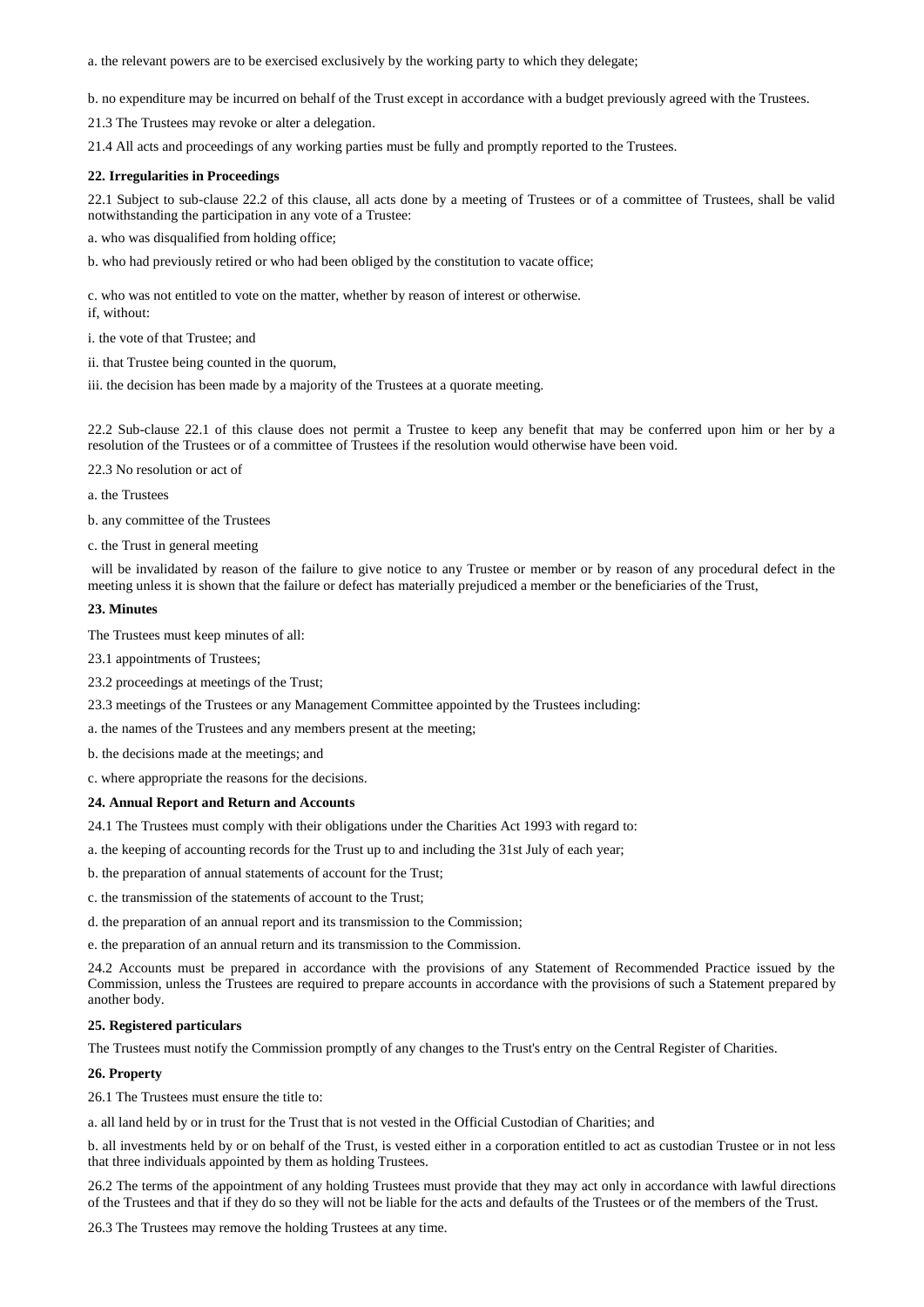a. the relevant powers are to be exercised exclusively by the working party to which they delegate;

b. no expenditure may be incurred on behalf of the Trust except in accordance with a budget previously agreed with the Trustees.

21.3 The Trustees may revoke or alter a delegation.

21.4 All acts and proceedings of any working parties must be fully and promptly reported to the Trustees.

**22. Irregularities in Proceedings**

22.1 Subject to sub-clause 22.2 of this clause, all acts done by a meeting of Trustees or of a committee of Trustees, shall be valid notwithstanding the participation in any vote of a Trustee:

a. who was disqualified from holding office;

b. who had previously retired or who had been obliged by the constitution to vacate office;

c. who was not entitled to vote on the matter, whether by reason of interest or otherwise.

if, without:

i. the vote of that Trustee; and

ii. that Trustee being counted in the quorum,

iii. the decision has been made by a majority of the Trustees at a quorate meeting.

22.2 Sub-clause 22.1 of this clause does not permit a Trustee to keep any benefit that may be conferred upon him or her by a resolution of the Trustees or of a committee of Trustees if the resolution would otherwise have been void.

22.3 No resolution or act of

a. the Trustees

b. any committee of the Trustees

c. the Trust in general meeting

will be invalidated by reason of the failure to give notice to any Trustee or member or by reason of any procedural defect in the meeting unless it is shown that the failure or defect has materially prejudiced a member or the beneficiaries of the Trust,

**23. Minutes**

The Trustees must keep minutes of all:

23.1 appointments of Trustees;

23.2 proceedings at meetings of the Trust;

23.3 meetings of the Trustees or any Management Committee appointed by the Trustees including:

a. the names of the Trustees and any members present at the meeting;

b. the decisions made at the meetings; and

c. where appropriate the reasons for the decisions.

**24. Annual Report and Return and Accounts**

24.1 The Trustees must comply with their obligations under the Charities Act 1993 with regard to:

a. the keeping of accounting records for the Trust up to and including the 31st July of each year;

b. the preparation of annual statements of account for the Trust;

c. the transmission of the statements of account to the Trust;

d. the preparation of an annual report and its transmission to the Commission;

e. the preparation of an annual return and its transmission to the Commission.

24.2 Accounts must be prepared in accordance with the provisions of any Statement of Recommended Practice issued by the Commission, unless the Trustees are required to prepare accounts in accordance with the provisions of such a Statement prepared by another body.

**25. Registered particulars**

The Trustees must notify the Commission promptly of any changes to the Trust's entry on the Central Register of Charities.

**26. Property**

26.1 The Trustees must ensure the title to:

a. all land held by or in trust for the Trust that is not vested in the Official Custodian of Charities; and

b. all investments held by or on behalf of the Trust, is vested either in a corporation entitled to act as custodian Trustee or in not less that three individuals appointed by them as holding Trustees.

26.2 The terms of the appointment of any holding Trustees must provide that they may act only in accordance with lawful directions of the Trustees and that if they do so they will not be liable for the acts and defaults of the Trustees or of the members of the Trust.

26.3 The Trustees may remove the holding Trustees at any time.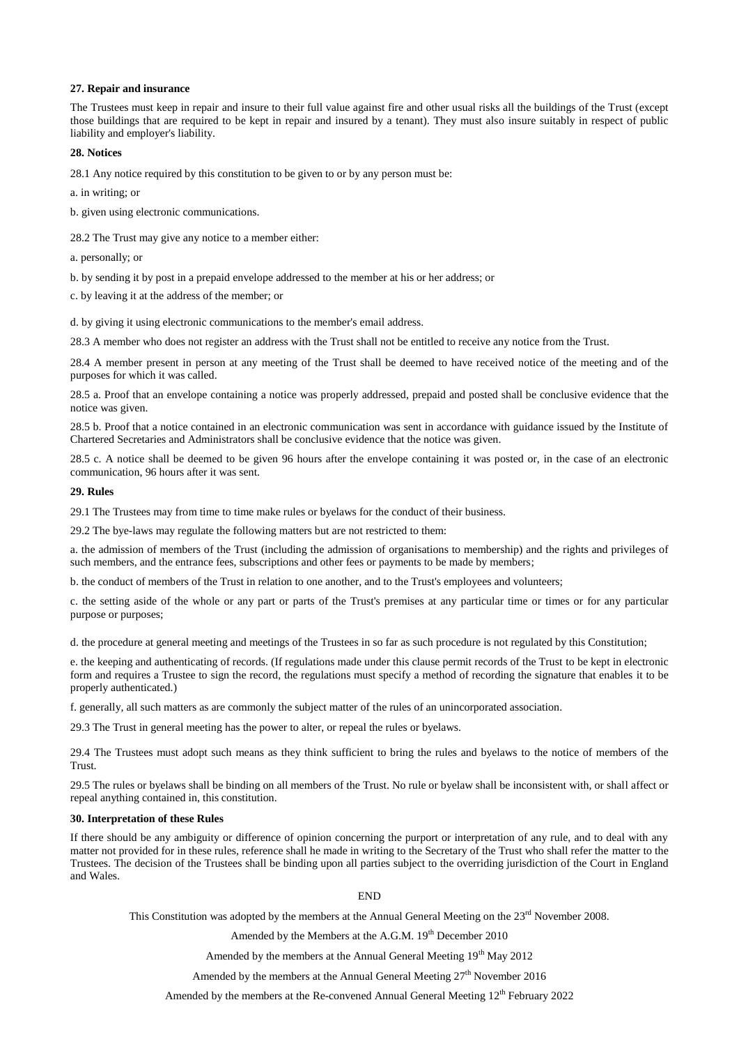**27. Repair and insurance**

The Trustees must keep in repair and insure to their full value against fire and other usual risks all the buildings of the Trust (except those buildings that are required to be kept in repair and insured by a tenant). They must also insure suitably in respect of public liability and employer's liability.

**28. Notices**

28.1 Any notice required by this constitution to be given to or by any person must be:

a. in writing; or

b. given using electronic communications.

28.2 The Trust may give any notice to a member either:

a. personally; or

b. by sending it by post in a prepaid envelope addressed to the member at his or her address; or

c. by leaving it at the address of the member; or

d. by giving it using electronic communications to the member's email address.

28.3 A member who does not register an address with the Trust shall not be entitled to receive any notice from the Trust.

28.4 A member present in person at any meeting of the Trust shall be deemed to have received notice of the meeting and of the purposes for which it was called.

28.5 a. Proof that an envelope containing a notice was properly addressed, prepaid and posted shall be conclusive evidence that the notice was given.

28.5 b. Proof that a notice contained in an electronic communication was sent in accordance with guidance issued by the Institute of Chartered Secretaries and Administrators shall be conclusive evidence that the notice was given.

28.5 c. A notice shall be deemed to be given 96 hours after the envelope containing it was posted or, in the case of an electronic communication, 96 hours after it was sent.

**29. Rules**

29.1 The Trustees may from time to time make rules or byelaws for the conduct of their business.

29.2 The bye-laws may regulate the following matters but are not restricted to them:

a. the admission of members of the Trust (including the admission of organisations to membership) and the rights and privileges of such members, and the entrance fees, subscriptions and other fees or payments to be made by members;

b. the conduct of members of the Trust in relation to one another, and to the Trust's employees and volunteers;

c. the setting aside of the whole or any part or parts of the Trust's premises at any particular time or times or for any particular purpose or purposes;

d. the procedure at general meeting and meetings of the Trustees in so far as such procedure is not regulated by this Constitution;

e. the keeping and authenticating of records. (If regulations made under this clause permit records of the Trust to be kept in electronic form and requires a Trustee to sign the record, the regulations must specify a method of recording the signature that enables it to be properly authenticated.)

f. generally, all such matters as are commonly the subject matter of the rules of an unincorporated association.

29.3 The Trust in general meeting has the power to alter, or repeal the rules or byelaws.

29.4 The Trustees must adopt such means as they think sufficient to bring the rules and byelaws to the notice of members of the Trust.

29.5 The rules or byelaws shall be binding on all members of the Trust. No rule or byelaw shall be inconsistent with, or shall affect or repeal anything contained in, this constitution.

**30. Interpretation of these Rules**

If there should be any ambiguity or difference of opinion concerning the purport or interpretation of any rule, and to deal with any matter not provided for in these rules, reference shall he made in writing to the Secretary of the Trust who shall refer the matter to the Trustees. The decision of the Trustees shall be binding upon all parties subject to the overriding jurisdiction of the Court in England and Wales.

END

This Constitution was adopted by the members at the Annual General Meeting on the 23rd November 2008.

Amended by the Members at the A.G.M. 19th December 2010

Amended by the members at the Annual General Meeting 19th May 2012

Amended by the members at the Annual General Meeting 27th November 2016

Amended by the members at the Re-convened Annual General Meeting 12th February 2022